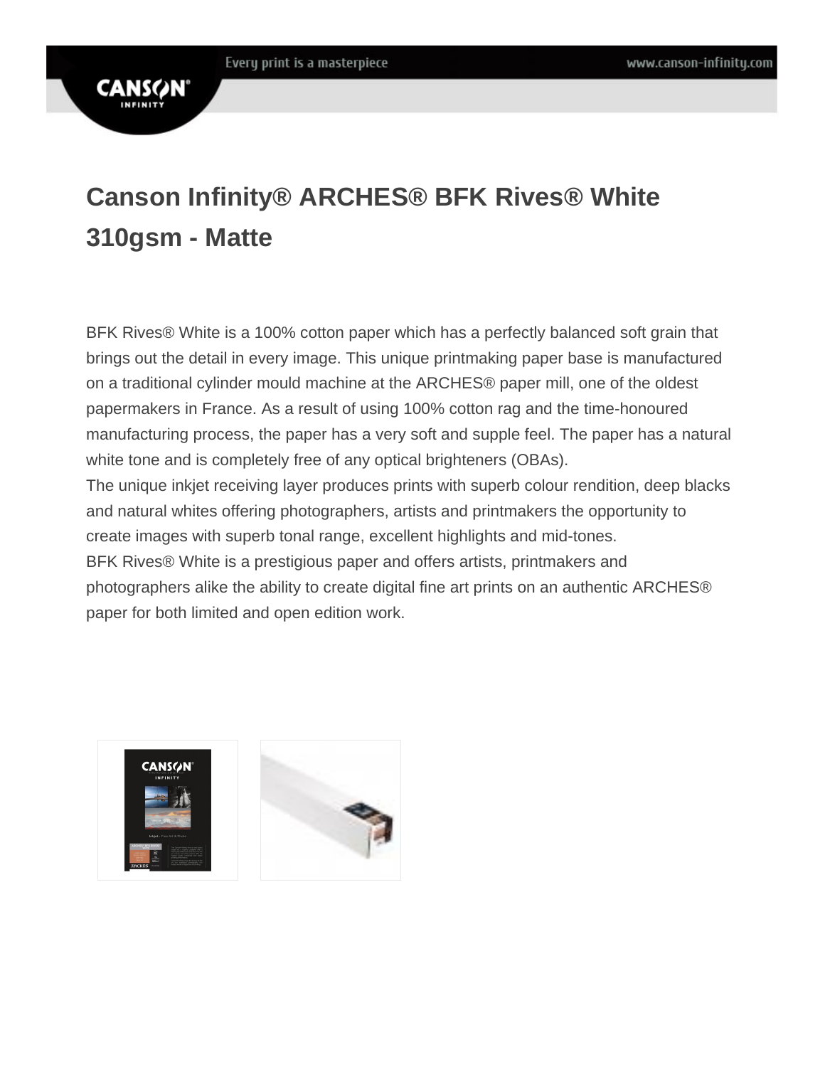# Canson Infinity® ARCHES® BFK Rives® White 310gsm - Matte

BFK Rives® White is a 100% cotton paper which has a perfectly balanced soft grain that brings out the detail in every image. This unique printmaking paper base is manufactured on a traditional cylinder mould machine at the ARCHES® paper mill, one of the oldest papermakers in France. As a result of using 100% cotton rag and the time-honoured manufacturing process, the paper has a very soft and supple feel. The paper has a natural white tone and is completely free of any optical brighteners (OBAs).

The unique inkjet receiving layer produces prints with superb colour rendition, deep blacks and natural whites offering photographers, artists and printmakers the opportunity to create images with superb tonal range, excellent highlights and mid-tones.

BFK Rives® White is a prestigious paper and offers artists, printmakers and photographers alike the ability to create digital fine art prints on an authentic ARCHES® paper for both limited and open edition work.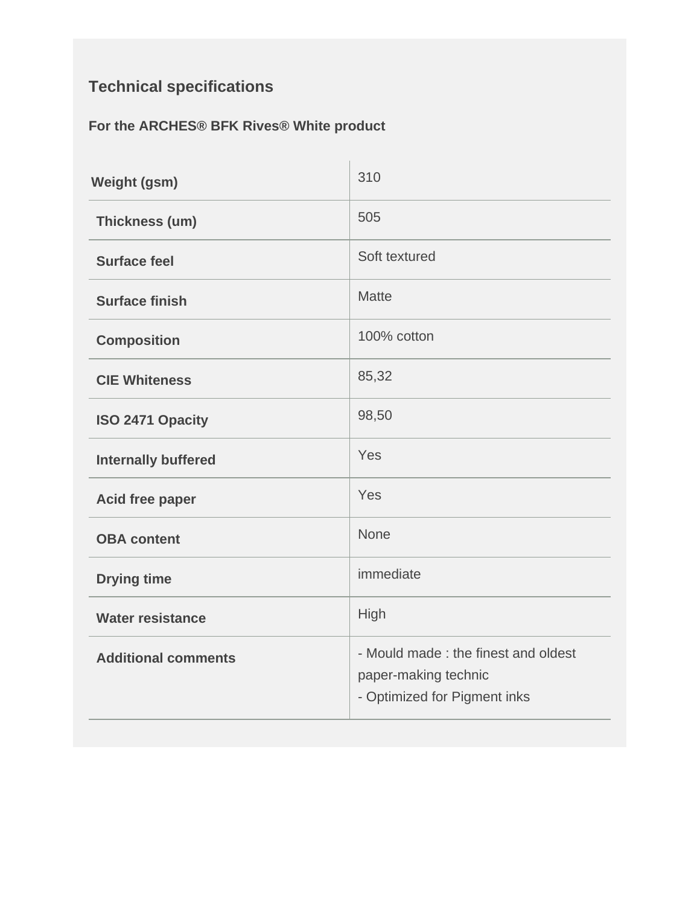## Technical specifications

### For the ARCHES® BFK Rives® White product

| | |
|---|---|
| **Weight (gsm)** | 310 |
| **Thickness (um)** | 505 |
| **Surface feel** | Soft textured |
| **Surface finish** | Matte |
| **Composition** | 100% cotton |
| **CIE Whiteness** | 85,32 |
| **ISO 2471 Opacity** | 98,50 |
| **Internally buffered** | Yes |
| **Acid free paper** | Yes |
| **OBA content** | None |
| **Drying time** | immediate |
| **Water resistance** | High |
| **Additional comments** | - Mould made : the finest and oldest paper-making technic<br>- Optimized for Pigment inks |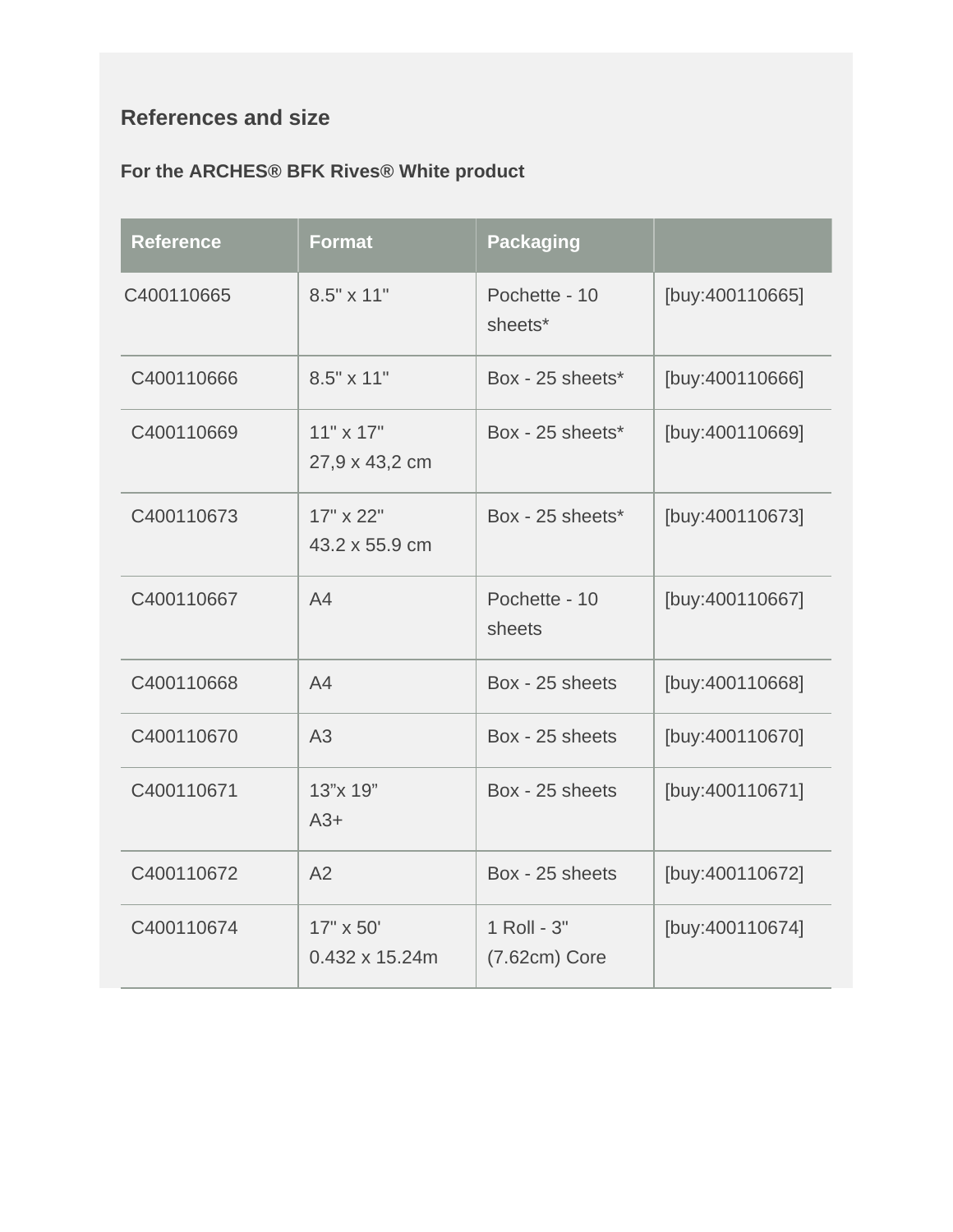## References and size

**For the ARCHES® BFK Rives® White product**

| Reference | Format | Packaging | |
|---|---|---|---|
| C400110665 | 8.5" x 11" | Pochette - 10 sheets* | [buy:400110665] |
| C400110666 | 8.5" x 11" | Box - 25 sheets* | [buy:400110666] |
| C400110669 | 11" x 17"<br>27,9 x 43,2 cm | Box - 25 sheets* | [buy:400110669] |
| C400110673 | 17" x 22"<br>43.2 x 55.9 cm | Box - 25 sheets* | [buy:400110673] |
| C400110667 | A4 | Pochette - 10 sheets | [buy:400110667] |
| C400110668 | A4 | Box - 25 sheets | [buy:400110668] |
| C400110670 | A3 | Box - 25 sheets | [buy:400110670] |
| C400110671 | 13”x 19”<br>A3+ | Box - 25 sheets | [buy:400110671] |
| C400110672 | A2 | Box - 25 sheets | [buy:400110672] |
| C400110674 | 17" x 50'<br>0.432 x 15.24m | 1 Roll - 3" (7.62cm) Core | [buy:400110674] |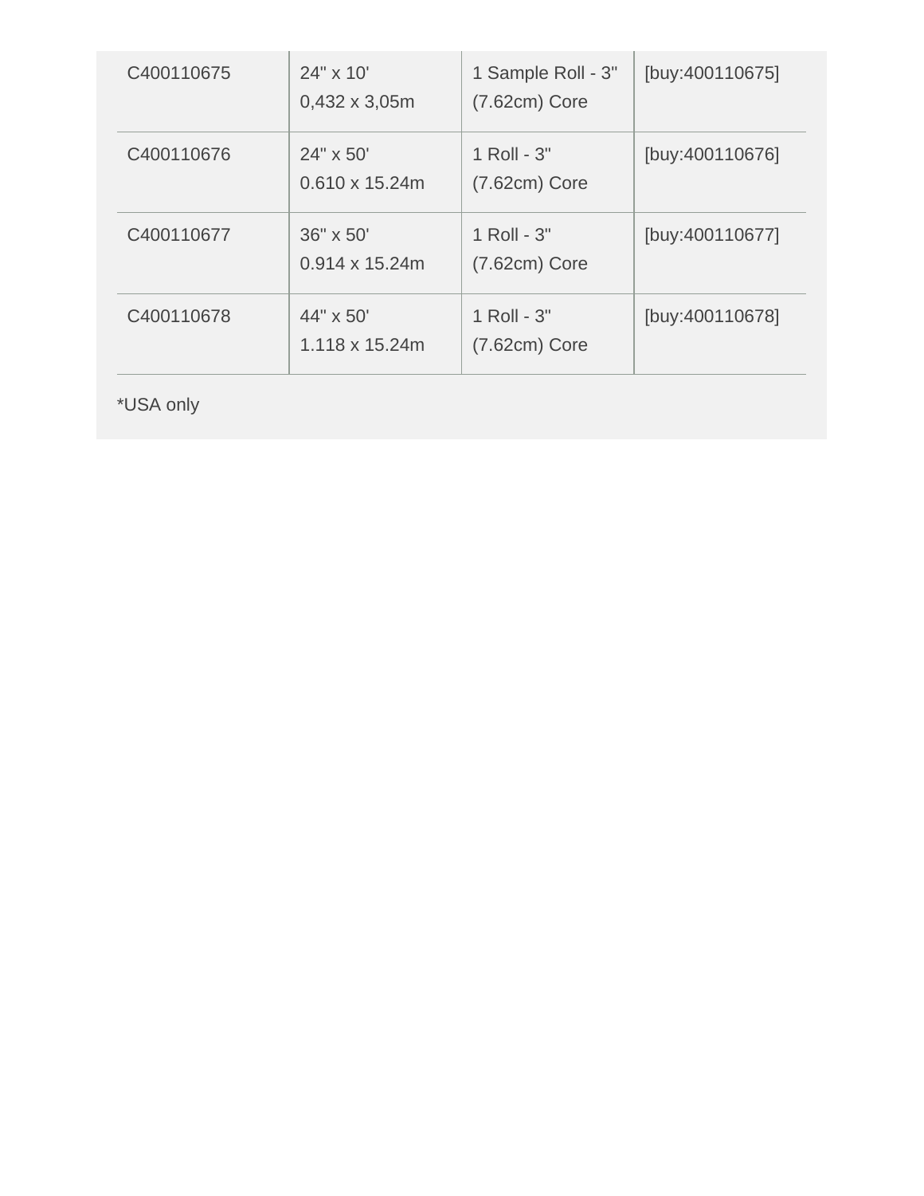| | | | |
|---|---|---|---|
| C400110675 | 24" x 10'<br>0,432 x 3,05m | 1 Sample Roll - 3" (7.62cm) Core | [buy:400110675] |
| C400110676 | 24" x 50'<br>0.610 x 15.24m | 1 Roll - 3" (7.62cm) Core | [buy:400110676] |
| C400110677 | 36" x 50'<br>0.914 x 15.24m | 1 Roll - 3" (7.62cm) Core | [buy:400110677] |
| C400110678 | 44" x 50'<br>1.118 x 15.24m | 1 Roll - 3" (7.62cm) Core | [buy:400110678] |

*USA only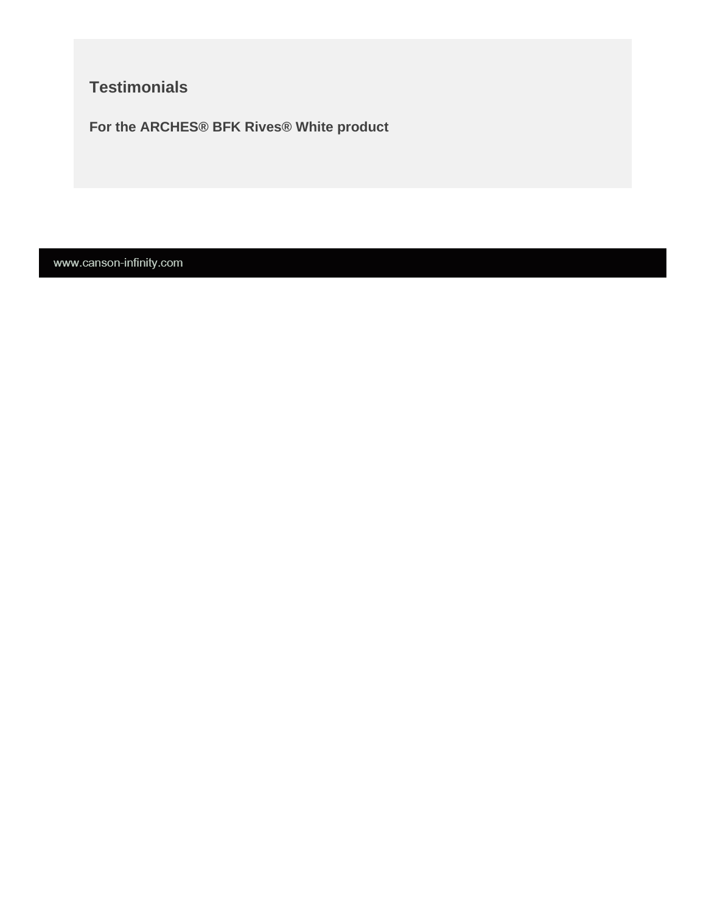## Testimonials

**For the ARCHES® BFK Rives® White product**

www.canson-infinity.com